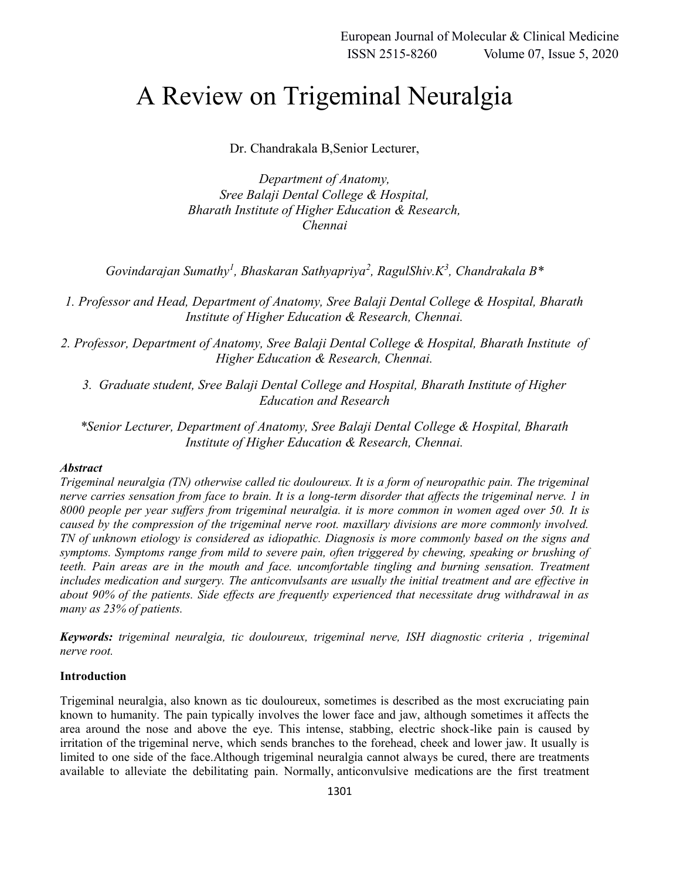# A Review on Trigeminal Neuralgia

Dr. Chandrakala B,Senior Lecturer,

*Department of Anatomy,*
*Sree Balaji Dental College & Hospital,*
*Bharath Institute of Higher Education & Research,*
*Chennai*

*Govindarajan Sumathy[1], Bhaskaran Sathyapriya[2], RagulShiv.K[3], Chandrakala B\**

*1. Professor and Head, Department of Anatomy, Sree Balaji Dental College & Hospital, Bharath Institute of Higher Education & Research, Chennai.*

*2. Professor, Department of Anatomy, Sree Balaji Dental College & Hospital, Bharath Institute of Higher Education & Research, Chennai.*

*3. Graduate student, Sree Balaji Dental College and Hospital, Bharath Institute of Higher Education and Research*

*\*Senior Lecturer, Department of Anatomy, Sree Balaji Dental College & Hospital, Bharath Institute of Higher Education & Research, Chennai.*

***Abstract***

*Trigeminal neuralgia (TN) otherwise called tic douloureux. It is a form of neuropathic pain. The trigeminal nerve carries sensation from face to brain. It is a long-term disorder that affects the trigeminal nerve. 1 in 8000 people per year suffers from trigeminal neuralgia. it is more common in women aged over 50. It is caused by the compression of the trigeminal nerve root. maxillary divisions are more commonly involved. TN of unknown etiology is considered as idiopathic. Diagnosis is more commonly based on the signs and symptoms. Symptoms range from mild to severe pain, often triggered by chewing, speaking or brushing of teeth. Pain areas are in the mouth and face. uncomfortable tingling and burning sensation. Treatment includes medication and surgery. The anticonvulsants are usually the initial treatment and are effective in about 90% of the patients. Side effects are frequently experienced that necessitate drug withdrawal in as many as 23% of patients.*

***Keywords:*** *trigeminal neuralgia, tic douloureux, trigeminal nerve, ISH diagnostic criteria , trigeminal nerve root.*

**Introduction**

Trigeminal neuralgia, also known as tic douloureux, sometimes is described as the most excruciating pain known to humanity. The pain typically involves the lower face and jaw, although sometimes it affects the area around the nose and above the eye. This intense, stabbing, electric shock-like pain is caused by irritation of the trigeminal nerve, which sends branches to the forehead, cheek and lower jaw. It usually is limited to one side of the face.Although trigeminal neuralgia cannot always be cured, there are treatments available to alleviate the debilitating pain. Normally, anticonvulsive medications are the first treatment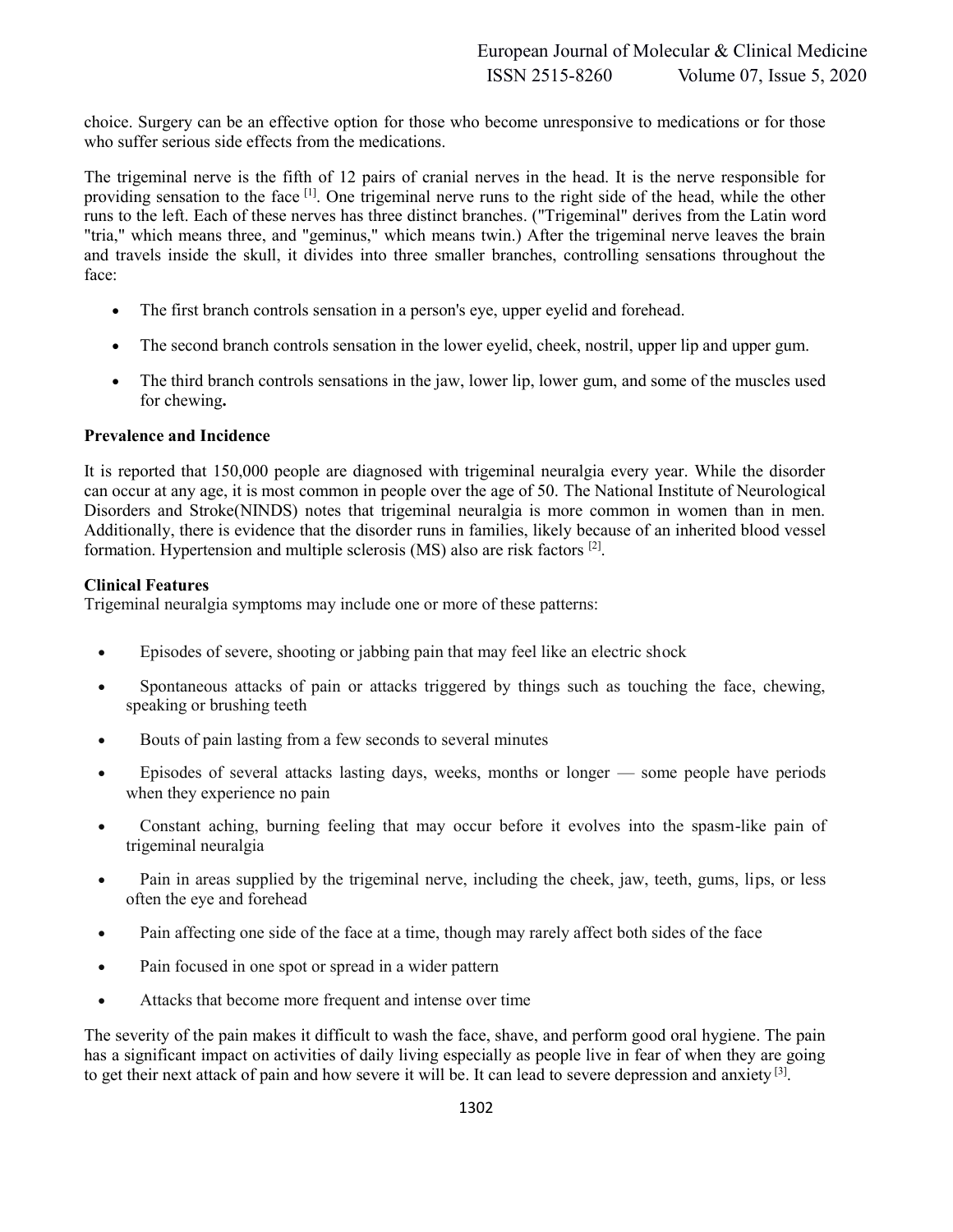choice. Surgery can be an effective option for those who become unresponsive to medications or for those who suffer serious side effects from the medications.

The trigeminal nerve is the fifth of 12 pairs of cranial nerves in the head. It is the nerve responsible for providing sensation to the face [1]. One trigeminal nerve runs to the right side of the head, while the other runs to the left. Each of these nerves has three distinct branches. ("Trigeminal" derives from the Latin word "tria," which means three, and "geminus," which means twin.) After the trigeminal nerve leaves the brain and travels inside the skull, it divides into three smaller branches, controlling sensations throughout the face:

- The first branch controls sensation in a person's eye, upper eyelid and forehead.
- The second branch controls sensation in the lower eyelid, cheek, nostril, upper lip and upper gum.
- The third branch controls sensations in the jaw, lower lip, lower gum, and some of the muscles used for chewing**.**

**Prevalence and Incidence**

It is reported that 150,000 people are diagnosed with trigeminal neuralgia every year. While the disorder can occur at any age, it is most common in people over the age of 50. The National Institute of Neurological Disorders and Stroke(NINDS) notes that trigeminal neuralgia is more common in women than in men. Additionally, there is evidence that the disorder runs in families, likely because of an inherited blood vessel formation. Hypertension and multiple sclerosis (MS) also are risk factors [2].

**Clinical Features**

Trigeminal neuralgia symptoms may include one or more of these patterns:

- Episodes of severe, shooting or jabbing pain that may feel like an electric shock
- Spontaneous attacks of pain or attacks triggered by things such as touching the face, chewing, speaking or brushing teeth
- Bouts of pain lasting from a few seconds to several minutes
- Episodes of several attacks lasting days, weeks, months or longer — some people have periods when they experience no pain
- Constant aching, burning feeling that may occur before it evolves into the spasm-like pain of trigeminal neuralgia
- Pain in areas supplied by the trigeminal nerve, including the cheek, jaw, teeth, gums, lips, or less often the eye and forehead
- Pain affecting one side of the face at a time, though may rarely affect both sides of the face
- Pain focused in one spot or spread in a wider pattern
- Attacks that become more frequent and intense over time

The severity of the pain makes it difficult to wash the face, shave, and perform good oral hygiene. The pain has a significant impact on activities of daily living especially as people live in fear of when they are going to get their next attack of pain and how severe it will be. It can lead to severe depression and anxiety [3].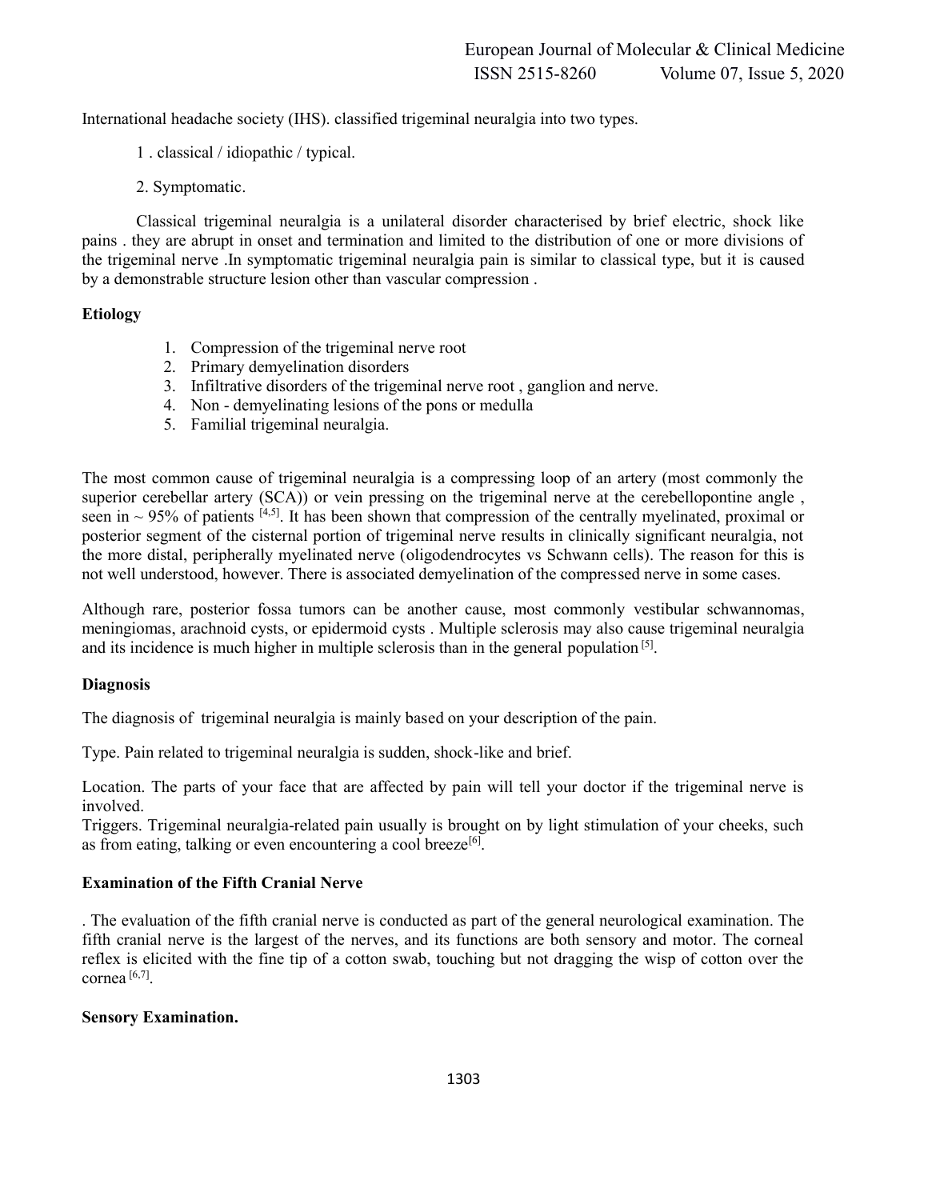International headache society (IHS). classified trigeminal neuralgia into two types.

1 . classical / idiopathic / typical.

2. Symptomatic.

Classical trigeminal neuralgia is a unilateral disorder characterised by brief electric, shock like pains . they are abrupt in onset and termination and limited to the distribution of one or more divisions of the trigeminal nerve .In symptomatic trigeminal neuralgia pain is similar to classical type, but it is caused by a demonstrable structure lesion other than vascular compression .

**Etiology**

1. Compression of the trigeminal nerve root
2. Primary demyelination disorders
3. Infiltrative disorders of the trigeminal nerve root , ganglion and nerve.
4. Non - demyelinating lesions of the pons or medulla
5. Familial trigeminal neuralgia.

The most common cause of trigeminal neuralgia is a compressing loop of an artery (most commonly the superior cerebellar artery (SCA)) or vein pressing on the trigeminal nerve at the cerebellopontine angle , seen in ~ 95% of patients [4,5]. It has been shown that compression of the centrally myelinated, proximal or posterior segment of the cisternal portion of trigeminal nerve results in clinically significant neuralgia, not the more distal, peripherally myelinated nerve (oligodendrocytes vs Schwann cells). The reason for this is not well understood, however. There is associated demyelination of the compressed nerve in some cases.

Although rare, posterior fossa tumors can be another cause, most commonly vestibular schwannomas, meningiomas, arachnoid cysts, or epidermoid cysts . Multiple sclerosis may also cause trigeminal neuralgia and its incidence is much higher in multiple sclerosis than in the general population [5].

**Diagnosis**

The diagnosis of trigeminal neuralgia is mainly based on your description of the pain.

Type. Pain related to trigeminal neuralgia is sudden, shock-like and brief.

Location. The parts of your face that are affected by pain will tell your doctor if the trigeminal nerve is involved.

Triggers. Trigeminal neuralgia-related pain usually is brought on by light stimulation of your cheeks, such as from eating, talking or even encountering a cool breeze[6].

**Examination of the Fifth Cranial Nerve**

. The evaluation of the fifth cranial nerve is conducted as part of the general neurological examination. The fifth cranial nerve is the largest of the nerves, and its functions are both sensory and motor. The corneal reflex is elicited with the fine tip of a cotton swab, touching but not dragging the wisp of cotton over the cornea [6,7].

**Sensory Examination.**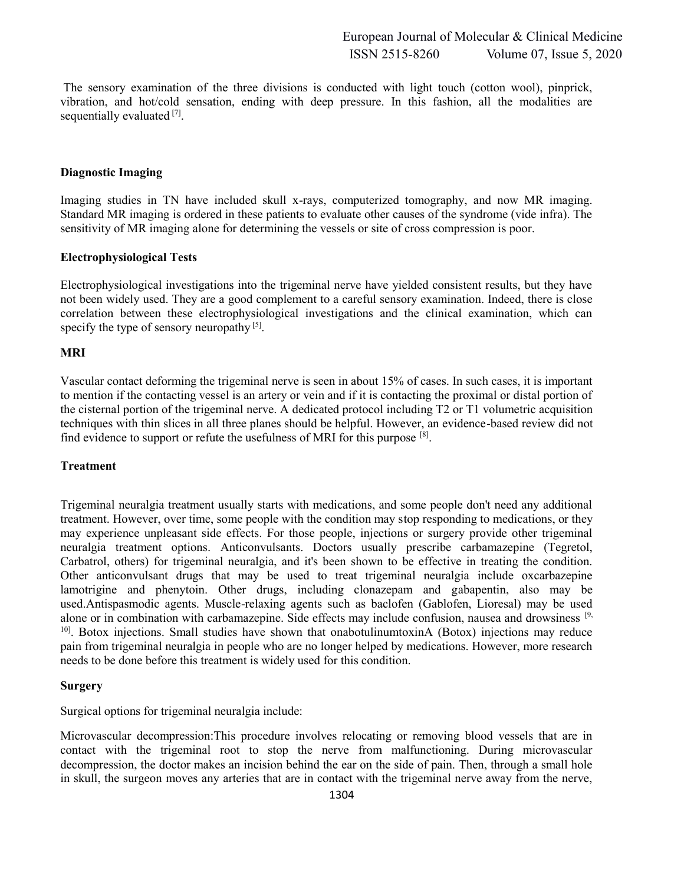The sensory examination of the three divisions is conducted with light touch (cotton wool), pinprick, vibration, and hot/cold sensation, ending with deep pressure. In this fashion, all the modalities are sequentially evaluated [7].

**Diagnostic Imaging**

Imaging studies in TN have included skull x-rays, computerized tomography, and now MR imaging. Standard MR imaging is ordered in these patients to evaluate other causes of the syndrome (vide infra). The sensitivity of MR imaging alone for determining the vessels or site of cross compression is poor.

**Electrophysiological Tests**

Electrophysiological investigations into the trigeminal nerve have yielded consistent results, but they have not been widely used. They are a good complement to a careful sensory examination. Indeed, there is close correlation between these electrophysiological investigations and the clinical examination, which can specify the type of sensory neuropathy [5].

**MRI**

Vascular contact deforming the trigeminal nerve is seen in about 15% of cases. In such cases, it is important to mention if the contacting vessel is an artery or vein and if it is contacting the proximal or distal portion of the cisternal portion of the trigeminal nerve. A dedicated protocol including T2 or T1 volumetric acquisition techniques with thin slices in all three planes should be helpful. However, an evidence-based review did not find evidence to support or refute the usefulness of MRI for this purpose [8].

**Treatment**

Trigeminal neuralgia treatment usually starts with medications, and some people don't need any additional treatment. However, over time, some people with the condition may stop responding to medications, or they may experience unpleasant side effects. For those people, injections or surgery provide other trigeminal neuralgia treatment options. Anticonvulsants. Doctors usually prescribe carbamazepine (Tegretol, Carbatrol, others) for trigeminal neuralgia, and it's been shown to be effective in treating the condition. Other anticonvulsant drugs that may be used to treat trigeminal neuralgia include oxcarbazepine lamotrigine and phenytoin. Other drugs, including clonazepam and gabapentin, also may be used.Antispasmodic agents. Muscle-relaxing agents such as baclofen (Gablofen, Lioresal) may be used alone or in combination with carbamazepine. Side effects may include confusion, nausea and drowsiness [9, 10]. Botox injections. Small studies have shown that onabotulinumtoxinA (Botox) injections may reduce pain from trigeminal neuralgia in people who are no longer helped by medications. However, more research needs to be done before this treatment is widely used for this condition.

**Surgery**

Surgical options for trigeminal neuralgia include:

Microvascular decompression:This procedure involves relocating or removing blood vessels that are in contact with the trigeminal root to stop the nerve from malfunctioning. During microvascular decompression, the doctor makes an incision behind the ear on the side of pain. Then, through a small hole in skull, the surgeon moves any arteries that are in contact with the trigeminal nerve away from the nerve,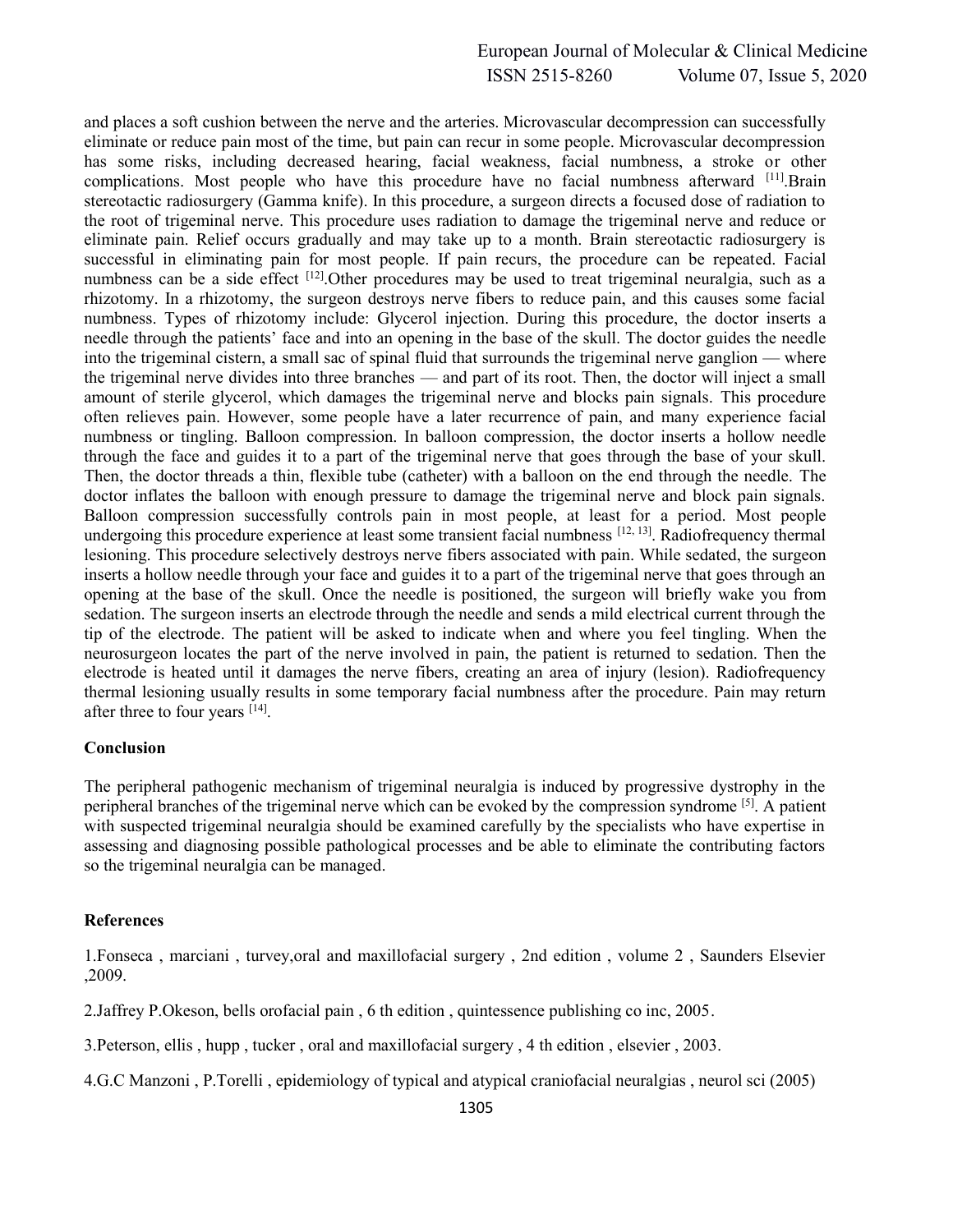and places a soft cushion between the nerve and the arteries. Microvascular decompression can successfully eliminate or reduce pain most of the time, but pain can recur in some people. Microvascular decompression has some risks, including decreased hearing, facial weakness, facial numbness, a stroke or other complications. Most people who have this procedure have no facial numbness afterward [11].Brain stereotactic radiosurgery (Gamma knife). In this procedure, a surgeon directs a focused dose of radiation to the root of trigeminal nerve. This procedure uses radiation to damage the trigeminal nerve and reduce or eliminate pain. Relief occurs gradually and may take up to a month. Brain stereotactic radiosurgery is successful in eliminating pain for most people. If pain recurs, the procedure can be repeated. Facial numbness can be a side effect [12].Other procedures may be used to treat trigeminal neuralgia, such as a rhizotomy. In a rhizotomy, the surgeon destroys nerve fibers to reduce pain, and this causes some facial numbness. Types of rhizotomy include: Glycerol injection. During this procedure, the doctor inserts a needle through the patients' face and into an opening in the base of the skull. The doctor guides the needle into the trigeminal cistern, a small sac of spinal fluid that surrounds the trigeminal nerve ganglion — where the trigeminal nerve divides into three branches — and part of its root. Then, the doctor will inject a small amount of sterile glycerol, which damages the trigeminal nerve and blocks pain signals. This procedure often relieves pain. However, some people have a later recurrence of pain, and many experience facial numbness or tingling. Balloon compression. In balloon compression, the doctor inserts a hollow needle through the face and guides it to a part of the trigeminal nerve that goes through the base of your skull. Then, the doctor threads a thin, flexible tube (catheter) with a balloon on the end through the needle. The doctor inflates the balloon with enough pressure to damage the trigeminal nerve and block pain signals. Balloon compression successfully controls pain in most people, at least for a period. Most people undergoing this procedure experience at least some transient facial numbness [12, 13]. Radiofrequency thermal lesioning. This procedure selectively destroys nerve fibers associated with pain. While sedated, the surgeon inserts a hollow needle through your face and guides it to a part of the trigeminal nerve that goes through an opening at the base of the skull. Once the needle is positioned, the surgeon will briefly wake you from sedation. The surgeon inserts an electrode through the needle and sends a mild electrical current through the tip of the electrode. The patient will be asked to indicate when and where you feel tingling. When the neurosurgeon locates the part of the nerve involved in pain, the patient is returned to sedation. Then the electrode is heated until it damages the nerve fibers, creating an area of injury (lesion). Radiofrequency thermal lesioning usually results in some temporary facial numbness after the procedure. Pain may return after three to four years [14].

## Conclusion

The peripheral pathogenic mechanism of trigeminal neuralgia is induced by progressive dystrophy in the peripheral branches of the trigeminal nerve which can be evoked by the compression syndrome [5]. A patient with suspected trigeminal neuralgia should be examined carefully by the specialists who have expertise in assessing and diagnosing possible pathological processes and be able to eliminate the contributing factors so the trigeminal neuralgia can be managed.

## References

1.Fonseca , marciani , turvey,oral and maxillofacial surgery , 2nd edition , volume 2 , Saunders Elsevier ,2009.

2.Jaffrey P.Okeson, bells orofacial pain , 6 th edition , quintessence publishing co inc, 2005.

3.Peterson, ellis , hupp , tucker , oral and maxillofacial surgery , 4 th edition , elsevier , 2003.

4.G.C Manzoni , P.Torelli , epidemiology of typical and atypical craniofacial neuralgias , neurol sci (2005)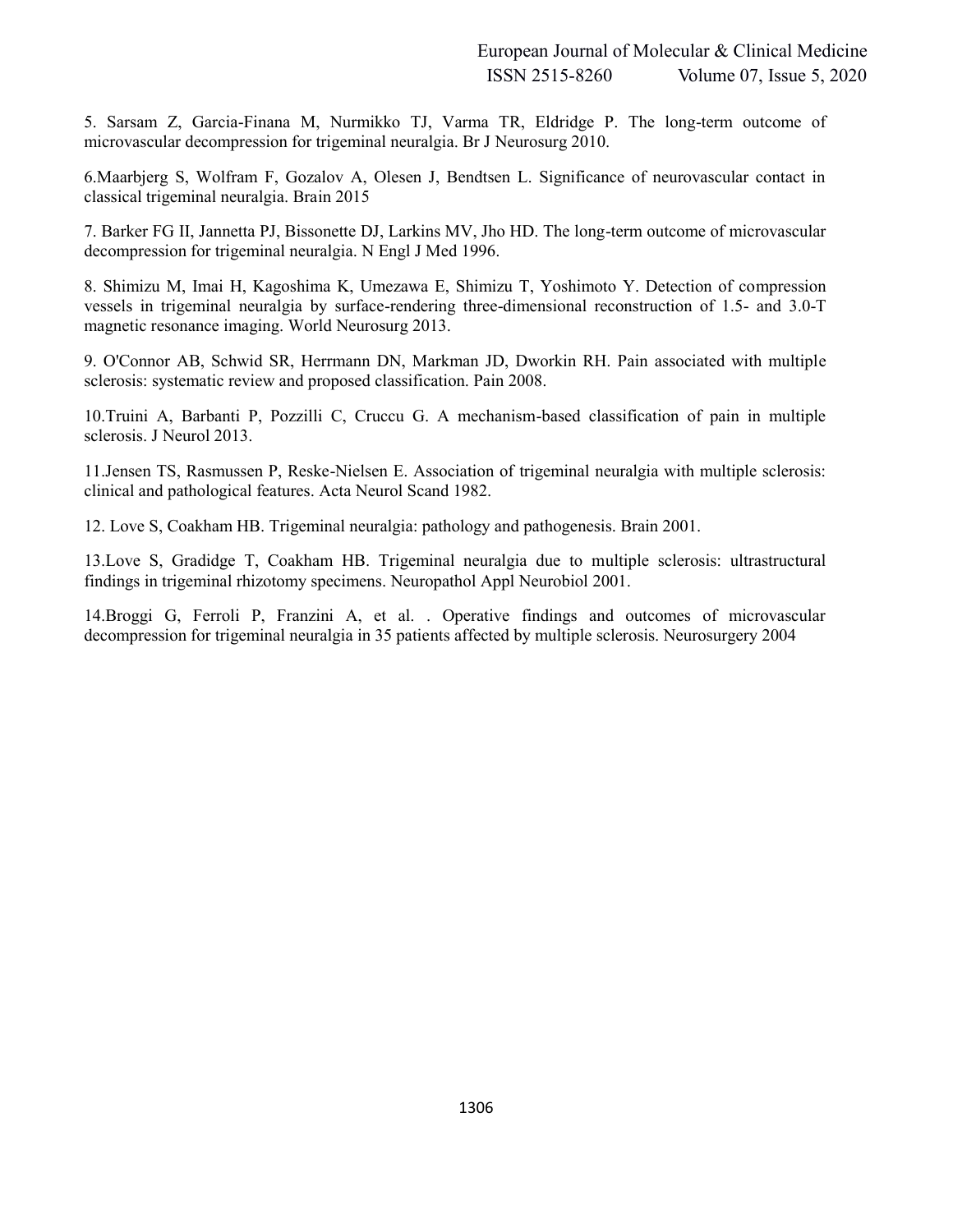5. Sarsam Z, Garcia-Finana M, Nurmikko TJ, Varma TR, Eldridge P. The long-term outcome of microvascular decompression for trigeminal neuralgia. Br J Neurosurg 2010.

6.Maarbjerg S, Wolfram F, Gozalov A, Olesen J, Bendtsen L. Significance of neurovascular contact in classical trigeminal neuralgia. Brain 2015

7. Barker FG II, Jannetta PJ, Bissonette DJ, Larkins MV, Jho HD. The long-term outcome of microvascular decompression for trigeminal neuralgia. N Engl J Med 1996.

8. Shimizu M, Imai H, Kagoshima K, Umezawa E, Shimizu T, Yoshimoto Y. Detection of compression vessels in trigeminal neuralgia by surface-rendering three-dimensional reconstruction of 1.5- and 3.0-T magnetic resonance imaging. World Neurosurg 2013.

9. O'Connor AB, Schwid SR, Herrmann DN, Markman JD, Dworkin RH. Pain associated with multiple sclerosis: systematic review and proposed classification. Pain 2008.

10.Truini A, Barbanti P, Pozzilli C, Cruccu G. A mechanism-based classification of pain in multiple sclerosis. J Neurol 2013.

11.Jensen TS, Rasmussen P, Reske-Nielsen E. Association of trigeminal neuralgia with multiple sclerosis: clinical and pathological features. Acta Neurol Scand 1982.

12. Love S, Coakham HB. Trigeminal neuralgia: pathology and pathogenesis. Brain 2001.

13.Love S, Gradidge T, Coakham HB. Trigeminal neuralgia due to multiple sclerosis: ultrastructural findings in trigeminal rhizotomy specimens. Neuropathol Appl Neurobiol 2001.

14.Broggi G, Ferroli P, Franzini A, et al. . Operative findings and outcomes of microvascular decompression for trigeminal neuralgia in 35 patients affected by multiple sclerosis. Neurosurgery 2004